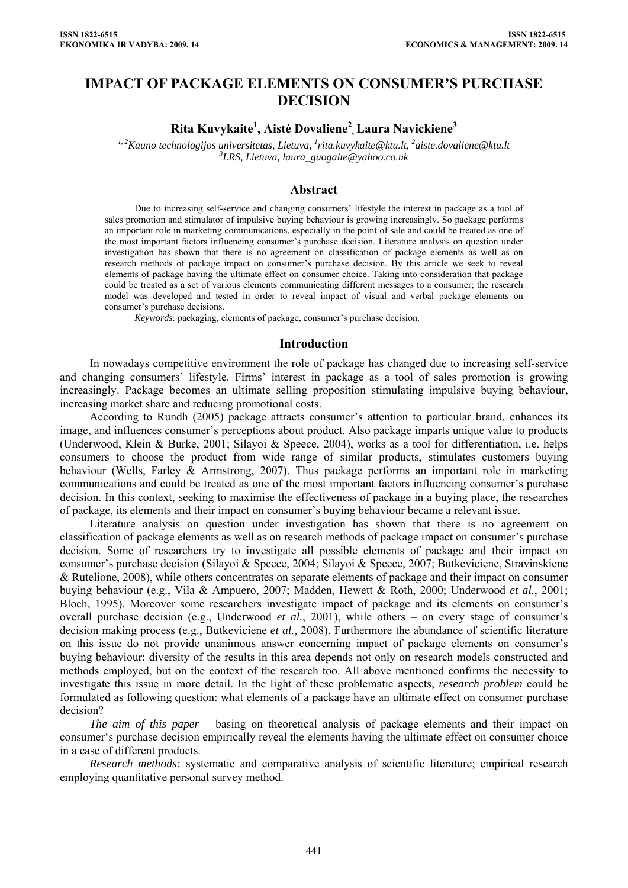# IMPACT OF PACKAGE ELEMENTS ON CONSUMER'S PURCHASE DECISION

**Rita Kuvykaite[1], Aistė Dovaliene[2], Laura Navickiene[3]**

*[1, 2]Kauno technologijos universitetas, Lietuva, [1]rita.kuvykaite@ktu.lt, [2]aiste.dovaliene@ktu.lt*
*[3]LRS, Lietuva, laura_guogaite@yahoo.co.uk*

## Abstract

Due to increasing self-service and changing consumers' lifestyle the interest in package as a tool of sales promotion and stimulator of impulsive buying behaviour is growing increasingly. So package performs an important role in marketing communications, especially in the point of sale and could be treated as one of the most important factors influencing consumer's purchase decision. Literature analysis on question under investigation has shown that there is no agreement on classification of package elements as well as on research methods of package impact on consumer's purchase decision. By this article we seek to reveal elements of package having the ultimate effect on consumer choice. Taking into consideration that package could be treated as a set of various elements communicating different messages to a consumer; the research model was developed and tested in order to reveal impact of visual and verbal package elements on consumer's purchase decisions.

*Keywords*: packaging, elements of package, consumer's purchase decision.

## Introduction

In nowadays competitive environment the role of package has changed due to increasing self-service and changing consumers' lifestyle. Firms' interest in package as a tool of sales promotion is growing increasingly. Package becomes an ultimate selling proposition stimulating impulsive buying behaviour, increasing market share and reducing promotional costs.

According to Rundh (2005) package attracts consumer's attention to particular brand, enhances its image, and influences consumer's perceptions about product. Also package imparts unique value to products (Underwood, Klein & Burke, 2001; Silayoi & Speece, 2004), works as a tool for differentiation, i.e. helps consumers to choose the product from wide range of similar products, stimulates customers buying behaviour (Wells, Farley & Armstrong, 2007). Thus package performs an important role in marketing communications and could be treated as one of the most important factors influencing consumer's purchase decision. In this context, seeking to maximise the effectiveness of package in a buying place, the researches of package, its elements and their impact on consumer's buying behaviour became a relevant issue.

Literature analysis on question under investigation has shown that there is no agreement on classification of package elements as well as on research methods of package impact on consumer's purchase decision. Some of researchers try to investigate all possible elements of package and their impact on consumer's purchase decision (Silayoi & Speece, 2004; Silayoi & Speece, 2007; Butkeviciene, Stravinskiene & Rutelione, 2008), while others concentrates on separate elements of package and their impact on consumer buying behaviour (e.g., Vila & Ampuero, 2007; Madden, Hewett & Roth, 2000; Underwood *et al.*, 2001; Bloch, 1995). Moreover some researchers investigate impact of package and its elements on consumer's overall purchase decision (e.g., Underwood *et al.*, 2001), while others – on every stage of consumer's decision making process (e.g., Butkeviciene *et al.*, 2008). Furthermore the abundance of scientific literature on this issue do not provide unanimous answer concerning impact of package elements on consumer's buying behaviour: diversity of the results in this area depends not only on research models constructed and methods employed, but on the context of the research too. All above mentioned confirms the necessity to investigate this issue in more detail. In the light of these problematic aspects, *research problem* could be formulated as following question: what elements of a package have an ultimate effect on consumer purchase decision?

*The aim of this paper* – basing on theoretical analysis of package elements and their impact on consumer's purchase decision empirically reveal the elements having the ultimate effect on consumer choice in a case of different products.

*Research methods:* systematic and comparative analysis of scientific literature; empirical research employing quantitative personal survey method.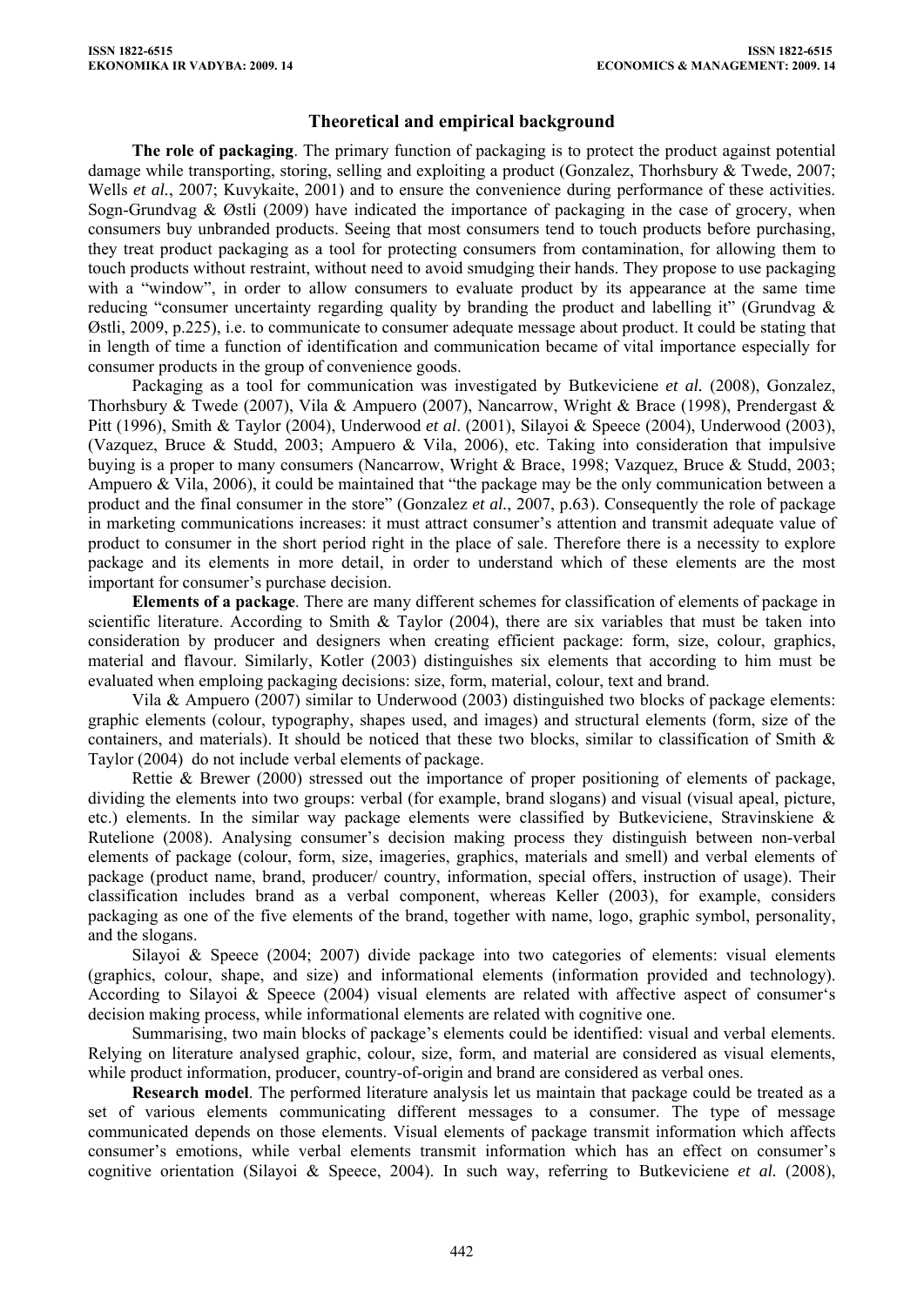## Theoretical and empirical background

**The role of packaging**. The primary function of packaging is to protect the product against potential damage while transporting, storing, selling and exploiting a product (Gonzalez, Thorhsbury & Twede, 2007; Wells *et al.*, 2007; Kuvykaite, 2001) and to ensure the convenience during performance of these activities. Sogn-Grundvag & Østli (2009) have indicated the importance of packaging in the case of grocery, when consumers buy unbranded products. Seeing that most consumers tend to touch products before purchasing, they treat product packaging as a tool for protecting consumers from contamination, for allowing them to touch products without restraint, without need to avoid smudging their hands. They propose to use packaging with a "window", in order to allow consumers to evaluate product by its appearance at the same time reducing "consumer uncertainty regarding quality by branding the product and labelling it" (Grundvag & Østli, 2009, p.225), i.e. to communicate to consumer adequate message about product. It could be stating that in length of time a function of identification and communication became of vital importance especially for consumer products in the group of convenience goods.

Packaging as a tool for communication was investigated by Butkeviciene *et al.* (2008), Gonzalez, Thorhsbury & Twede (2007), Vila & Ampuero (2007), Nancarrow, Wright & Brace (1998), Prendergast & Pitt (1996), Smith & Taylor (2004), Underwood *et al*. (2001), Silayoi & Speece (2004), Underwood (2003), (Vazquez, Bruce & Studd, 2003; Ampuero & Vila, 2006), etc. Taking into consideration that impulsive buying is a proper to many consumers (Nancarrow, Wright & Brace, 1998; Vazquez, Bruce & Studd, 2003; Ampuero & Vila, 2006), it could be maintained that "the package may be the only communication between a product and the final consumer in the store" (Gonzalez *et al.*, 2007, p.63). Consequently the role of package in marketing communications increases: it must attract consumer's attention and transmit adequate value of product to consumer in the short period right in the place of sale. Therefore there is a necessity to explore package and its elements in more detail, in order to understand which of these elements are the most important for consumer's purchase decision.

**Elements of a package**. There are many different schemes for classification of elements of package in scientific literature. According to Smith & Taylor (2004), there are six variables that must be taken into consideration by producer and designers when creating efficient package: form, size, colour, graphics, material and flavour. Similarly, Kotler (2003) distinguishes six elements that according to him must be evaluated when emploing packaging decisions: size, form, material, colour, text and brand.

Vila & Ampuero (2007) similar to Underwood (2003) distinguished two blocks of package elements: graphic elements (colour, typography, shapes used, and images) and structural elements (form, size of the containers, and materials). It should be noticed that these two blocks, similar to classification of Smith & Taylor (2004) do not include verbal elements of package.

Rettie & Brewer (2000) stressed out the importance of proper positioning of elements of package, dividing the elements into two groups: verbal (for example, brand slogans) and visual (visual apeal, picture, etc.) elements. In the similar way package elements were classified by Butkeviciene, Stravinskiene & Rutelione (2008). Analysing consumer's decision making process they distinguish between non-verbal elements of package (colour, form, size, imageries, graphics, materials and smell) and verbal elements of package (product name, brand, producer/ country, information, special offers, instruction of usage). Their classification includes brand as a verbal component, whereas Keller (2003), for example, considers packaging as one of the five elements of the brand, together with name, logo, graphic symbol, personality, and the slogans.

Silayoi & Speece (2004; 2007) divide package into two categories of elements: visual elements (graphics, colour, shape, and size) and informational elements (information provided and technology). According to Silayoi & Speece (2004) visual elements are related with affective aspect of consumer's decision making process, while informational elements are related with cognitive one.

Summarising, two main blocks of package's elements could be identified: visual and verbal elements. Relying on literature analysed graphic, colour, size, form, and material are considered as visual elements, while product information, producer, country-of-origin and brand are considered as verbal ones.

**Research model**. The performed literature analysis let us maintain that package could be treated as a set of various elements communicating different messages to a consumer. The type of message communicated depends on those elements. Visual elements of package transmit information which affects consumer's emotions, while verbal elements transmit information which has an effect on consumer's cognitive orientation (Silayoi & Speece, 2004). In such way, referring to Butkeviciene *et al.* (2008),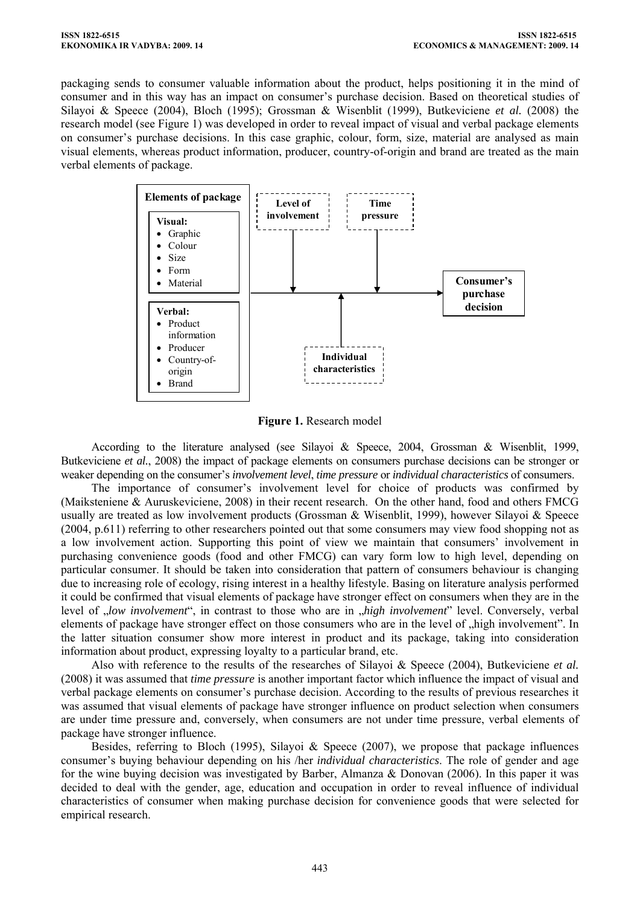packaging sends to consumer valuable information about the product, helps positioning it in the mind of consumer and in this way has an impact on consumer's purchase decision. Based on theoretical studies of Silayoi & Speece (2004), Bloch (1995); Grossman & Wisenblit (1999), Butkeviciene *et al.* (2008) the research model (see Figure 1) was developed in order to reveal impact of visual and verbal package elements on consumer's purchase decisions. In this case graphic, colour, form, size, material are analysed as main visual elements, whereas product information, producer, country-of-origin and brand are treated as the main verbal elements of package.

**Elements of package**

**Visual:**
- Graphic
- Colour
- Size
- Form
- Material

**Verbal:**
- Product information
- Producer
- Country-of-origin
- Brand

**Level of involvement** — **Time pressure** — **Individual characteristics** → **Consumer's purchase decision**

**Figure 1.** Research model

According to the literature analysed (see Silayoi & Speece, 2004, Grossman & Wisenblit, 1999, Butkeviciene *et al.*, 2008) the impact of package elements on consumers purchase decisions can be stronger or weaker depending on the consumer's *involvement level*, *time pressure* or *individual characteristics* of consumers.

The importance of consumer's involvement level for choice of products was confirmed by (Maiksteniene & Auruskeviciene, 2008) in their recent research. On the other hand, food and others FMCG usually are treated as low involvement products (Grossman & Wisenblit, 1999), however Silayoi & Speece (2004, p.611) referring to other researchers pointed out that some consumers may view food shopping not as a low involvement action. Supporting this point of view we maintain that consumers' involvement in purchasing convenience goods (food and other FMCG) can vary form low to high level, depending on particular consumer. It should be taken into consideration that pattern of consumers behaviour is changing due to increasing role of ecology, rising interest in a healthy lifestyle. Basing on literature analysis performed it could be confirmed that visual elements of package have stronger effect on consumers when they are in the level of „*low involvement*", in contrast to those who are in „*high involvement*" level. Conversely, verbal elements of package have stronger effect on those consumers who are in the level of „high involvement". In the latter situation consumer show more interest in product and its package, taking into consideration information about product, expressing loyalty to a particular brand, etc.

Also with reference to the results of the researches of Silayoi & Speece (2004), Butkeviciene *et al.* (2008) it was assumed that *time pressure* is another important factor which influence the impact of visual and verbal package elements on consumer's purchase decision. According to the results of previous researches it was assumed that visual elements of package have stronger influence on product selection when consumers are under time pressure and, conversely, when consumers are not under time pressure, verbal elements of package have stronger influence.

Besides, referring to Bloch (1995), Silayoi & Speece (2007), we propose that package influences consumer's buying behaviour depending on his /her *individual characteristics*. The role of gender and age for the wine buying decision was investigated by Barber, Almanza & Donovan (2006). In this paper it was decided to deal with the gender, age, education and occupation in order to reveal influence of individual characteristics of consumer when making purchase decision for convenience goods that were selected for empirical research.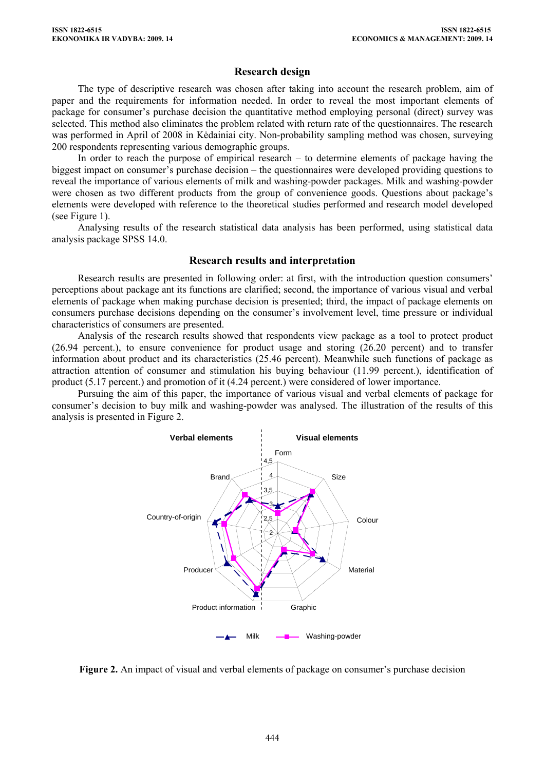## Research design

The type of descriptive research was chosen after taking into account the research problem, aim of paper and the requirements for information needed. In order to reveal the most important elements of package for consumer's purchase decision the quantitative method employing personal (direct) survey was selected. This method also eliminates the problem related with return rate of the questionnaires. The research was performed in April of 2008 in Kėdainiai city. Non-probability sampling method was chosen, surveying 200 respondents representing various demographic groups.

In order to reach the purpose of empirical research – to determine elements of package having the biggest impact on consumer's purchase decision – the questionnaires were developed providing questions to reveal the importance of various elements of milk and washing-powder packages. Milk and washing-powder were chosen as two different products from the group of convenience goods. Questions about package's elements were developed with reference to the theoretical studies performed and research model developed (see Figure 1).

Analysing results of the research statistical data analysis has been performed, using statistical data analysis package SPSS 14.0.

## Research results and interpretation

Research results are presented in following order: at first, with the introduction question consumers' perceptions about package ant its functions are clarified; second, the importance of various visual and verbal elements of package when making purchase decision is presented; third, the impact of package elements on consumers purchase decisions depending on the consumer's involvement level, time pressure or individual characteristics of consumers are presented.

Analysis of the research results showed that respondents view package as a tool to protect product (26.94 percent.), to ensure convenience for product usage and storing (26.20 percent) and to transfer information about product and its characteristics (25.46 percent). Meanwhile such functions of package as attraction attention of consumer and stimulation his buying behaviour (11.99 percent.), identification of product (5.17 percent.) and promotion of it (4.24 percent.) were considered of lower importance.

Pursuing the aim of this paper, the importance of various visual and verbal elements of package for consumer's decision to buy milk and washing-powder was analysed. The illustration of the results of this analysis is presented in Figure 2.

**Figure 2.** An impact of visual and verbal elements of package on consumer's purchase decision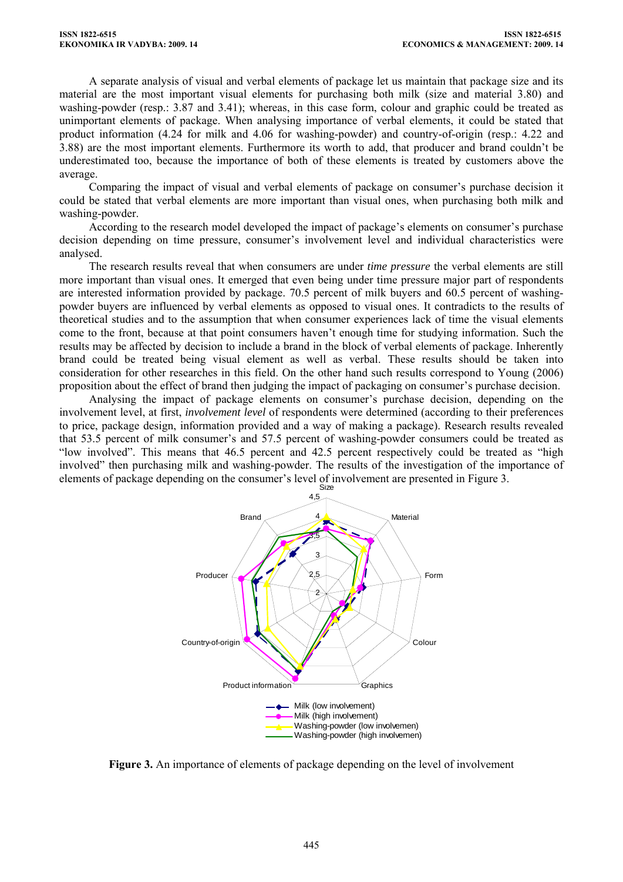A separate analysis of visual and verbal elements of package let us maintain that package size and its material are the most important visual elements for purchasing both milk (size and material 3.80) and washing-powder (resp.: 3.87 and 3.41); whereas, in this case form, colour and graphic could be treated as unimportant elements of package. When analysing importance of verbal elements, it could be stated that product information (4.24 for milk and 4.06 for washing-powder) and country-of-origin (resp.: 4.22 and 3.88) are the most important elements. Furthermore its worth to add, that producer and brand couldn't be underestimated too, because the importance of both of these elements is treated by customers above the average.

Comparing the impact of visual and verbal elements of package on consumer's purchase decision it could be stated that verbal elements are more important than visual ones, when purchasing both milk and washing-powder.

According to the research model developed the impact of package's elements on consumer's purchase decision depending on time pressure, consumer's involvement level and individual characteristics were analysed.

The research results reveal that when consumers are under *time pressure* the verbal elements are still more important than visual ones. It emerged that even being under time pressure major part of respondents are interested information provided by package. 70.5 percent of milk buyers and 60.5 percent of washing-powder buyers are influenced by verbal elements as opposed to visual ones. It contradicts to the results of theoretical studies and to the assumption that when consumer experiences lack of time the visual elements come to the front, because at that point consumers haven't enough time for studying information. Such the results may be affected by decision to include a brand in the block of verbal elements of package. Inherently brand could be treated being visual element as well as verbal. These results should be taken into consideration for other researches in this field. On the other hand such results correspond to Young (2006) proposition about the effect of brand then judging the impact of packaging on consumer's purchase decision.

Analysing the impact of package elements on consumer's purchase decision, depending on the involvement level, at first, *involvement level* of respondents were determined (according to their preferences to price, package design, information provided and a way of making a package). Research results revealed that 53.5 percent of milk consumer's and 57.5 percent of washing-powder consumers could be treated as "low involved". This means that 46.5 percent and 42.5 percent respectively could be treated as "high involved" then purchasing milk and washing-powder. The results of the investigation of the importance of elements of package depending on the consumer's level of involvement are presented in Figure 3.

**Figure 3.** An importance of elements of package depending on the level of involvement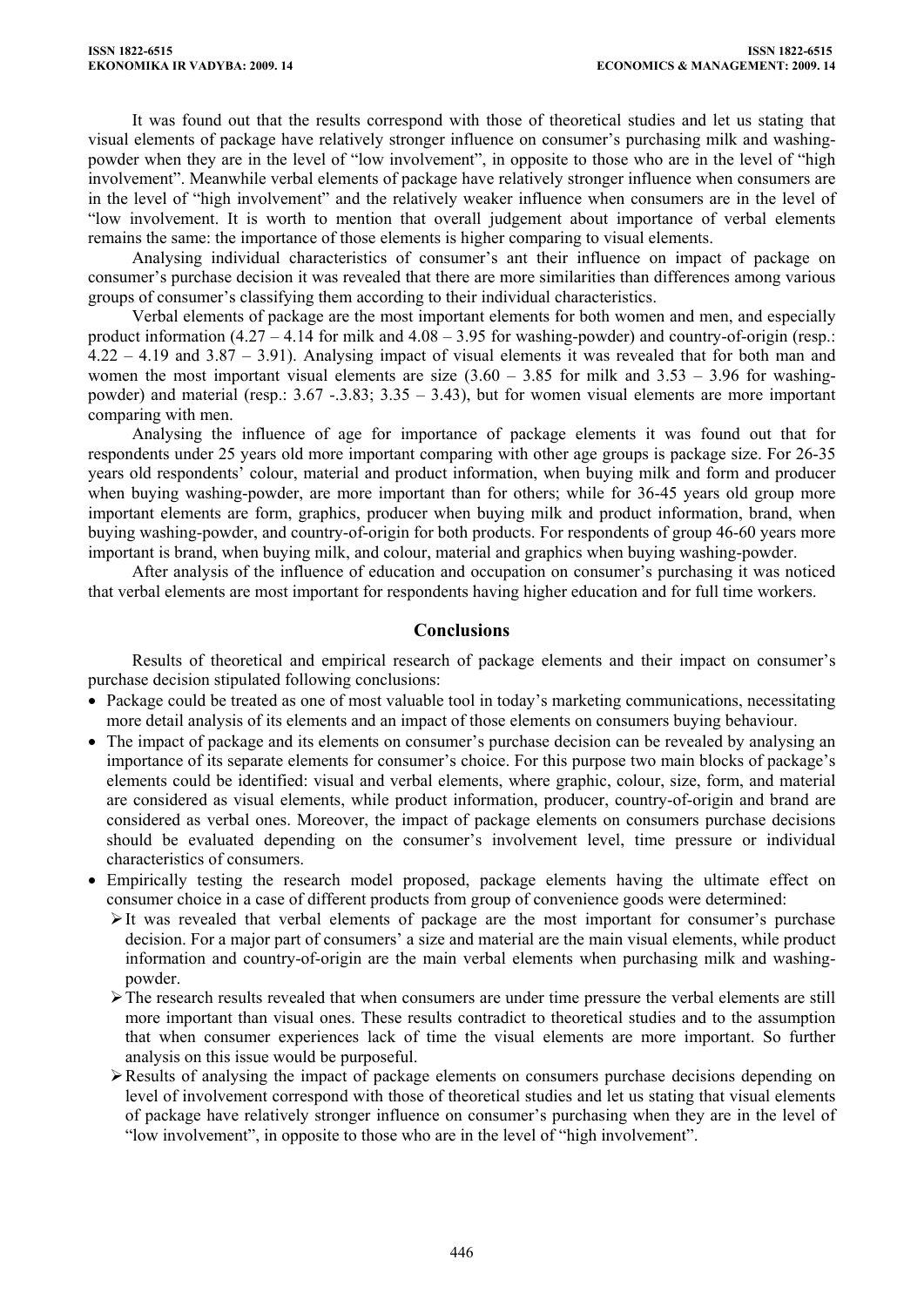It was found out that the results correspond with those of theoretical studies and let us stating that visual elements of package have relatively stronger influence on consumer's purchasing milk and washing-powder when they are in the level of "low involvement", in opposite to those who are in the level of "high involvement". Meanwhile verbal elements of package have relatively stronger influence when consumers are in the level of "high involvement" and the relatively weaker influence when consumers are in the level of "low involvement. It is worth to mention that overall judgement about importance of verbal elements remains the same: the importance of those elements is higher comparing to visual elements.

Analysing individual characteristics of consumer's ant their influence on impact of package on consumer's purchase decision it was revealed that there are more similarities than differences among various groups of consumer's classifying them according to their individual characteristics.

Verbal elements of package are the most important elements for both women and men, and especially product information (4.27 – 4.14 for milk and 4.08 – 3.95 for washing-powder) and country-of-origin (resp.: 4.22 – 4.19 and 3.87 – 3.91). Analysing impact of visual elements it was revealed that for both man and women the most important visual elements are size (3.60 – 3.85 for milk and 3.53 – 3.96 for washing-powder) and material (resp.: 3.67 -.3.83; 3.35 – 3.43), but for women visual elements are more important comparing with men.

Analysing the influence of age for importance of package elements it was found out that for respondents under 25 years old more important comparing with other age groups is package size. For 26-35 years old respondents' colour, material and product information, when buying milk and form and producer when buying washing-powder, are more important than for others; while for 36-45 years old group more important elements are form, graphics, producer when buying milk and product information, brand, when buying washing-powder, and country-of-origin for both products. For respondents of group 46-60 years more important is brand, when buying milk, and colour, material and graphics when buying washing-powder.

After analysis of the influence of education and occupation on consumer's purchasing it was noticed that verbal elements are most important for respondents having higher education and for full time workers.

## Conclusions

Results of theoretical and empirical research of package elements and their impact on consumer's purchase decision stipulated following conclusions:

- Package could be treated as one of most valuable tool in today's marketing communications, necessitating more detail analysis of its elements and an impact of those elements on consumers buying behaviour.
- The impact of package and its elements on consumer's purchase decision can be revealed by analysing an importance of its separate elements for consumer's choice. For this purpose two main blocks of package's elements could be identified: visual and verbal elements, where graphic, colour, size, form, and material are considered as visual elements, while product information, producer, country-of-origin and brand are considered as verbal ones. Moreover, the impact of package elements on consumers purchase decisions should be evaluated depending on the consumer's involvement level, time pressure or individual characteristics of consumers.
- Empirically testing the research model proposed, package elements having the ultimate effect on consumer choice in a case of different products from group of convenience goods were determined:
  - It was revealed that verbal elements of package are the most important for consumer's purchase decision. For a major part of consumers' a size and material are the main visual elements, while product information and country-of-origin are the main verbal elements when purchasing milk and washing-powder.
  - The research results revealed that when consumers are under time pressure the verbal elements are still more important than visual ones. These results contradict to theoretical studies and to the assumption that when consumer experiences lack of time the visual elements are more important. So further analysis on this issue would be purposeful.
  - Results of analysing the impact of package elements on consumers purchase decisions depending on level of involvement correspond with those of theoretical studies and let us stating that visual elements of package have relatively stronger influence on consumer's purchasing when they are in the level of "low involvement", in opposite to those who are in the level of "high involvement".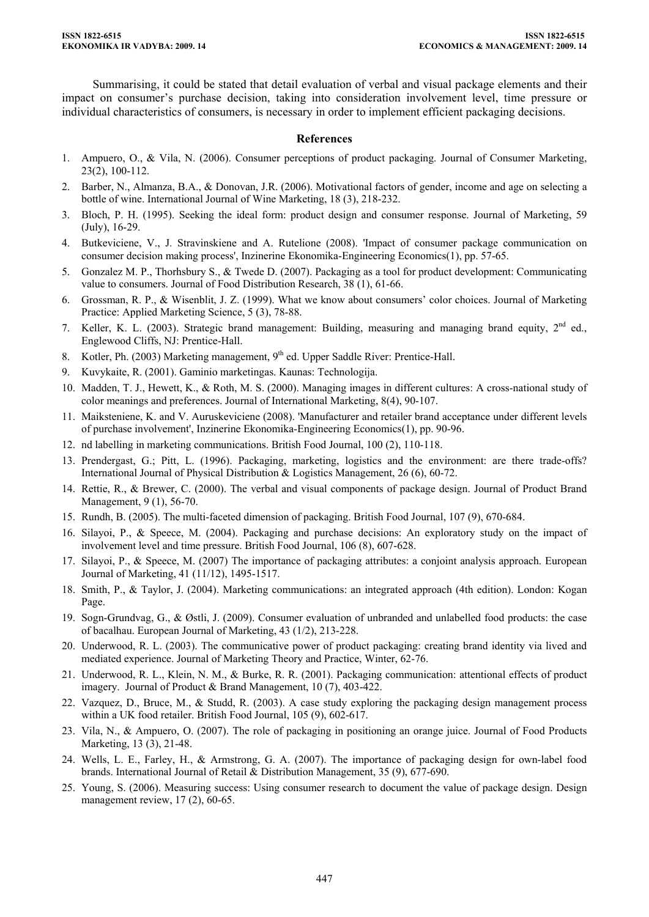Summarising, it could be stated that detail evaluation of verbal and visual package elements and their impact on consumer's purchase decision, taking into consideration involvement level, time pressure or individual characteristics of consumers, is necessary in order to implement efficient packaging decisions.

## References

1. Ampuero, O., & Vila, N. (2006). Consumer perceptions of product packaging. Journal of Consumer Marketing, 23(2), 100-112.
2. Barber, N., Almanza, B.A., & Donovan, J.R. (2006). Motivational factors of gender, income and age on selecting a bottle of wine. International Journal of Wine Marketing, 18 (3), 218-232.
3. Bloch, P. H. (1995). Seeking the ideal form: product design and consumer response. Journal of Marketing, 59 (July), 16-29.
4. Butkeviciene, V., J. Stravinskiene and A. Rutelione (2008). 'Impact of consumer package communication on consumer decision making process', Inzinerine Ekonomika-Engineering Economics(1), pp. 57-65.
5. Gonzalez M. P., Thorhsbury S., & Twede D. (2007). Packaging as a tool for product development: Communicating value to consumers. Journal of Food Distribution Research, 38 (1), 61-66.
6. Grossman, R. P., & Wisenblit, J. Z. (1999). What we know about consumers' color choices. Journal of Marketing Practice: Applied Marketing Science, 5 (3), 78-88.
7. Keller, K. L. (2003). Strategic brand management: Building, measuring and managing brand equity, 2nd ed., Englewood Cliffs, NJ: Prentice-Hall.
8. Kotler, Ph. (2003) Marketing management, 9th ed. Upper Saddle River: Prentice-Hall.
9. Kuvykaite, R. (2001). Gaminio marketingas. Kaunas: Technologija.
10. Madden, T. J., Hewett, K., & Roth, M. S. (2000). Managing images in different cultures: A cross-national study of color meanings and preferences. Journal of International Marketing, 8(4), 90-107.
11. Maiksteniene, K. and V. Auruskeviciene (2008). 'Manufacturer and retailer brand acceptance under different levels of purchase involvement', Inzinerine Ekonomika-Engineering Economics(1), pp. 90-96.
12. nd labelling in marketing communications. British Food Journal, 100 (2), 110-118.
13. Prendergast, G.; Pitt, L. (1996). Packaging, marketing, logistics and the environment: are there trade-offs? International Journal of Physical Distribution & Logistics Management, 26 (6), 60-72.
14. Rettie, R., & Brewer, C. (2000). The verbal and visual components of package design. Journal of Product Brand Management, 9 (1), 56-70.
15. Rundh, B. (2005). The multi-faceted dimension of packaging. British Food Journal, 107 (9), 670-684.
16. Silayoi, P., & Speece, M. (2004). Packaging and purchase decisions: An exploratory study on the impact of involvement level and time pressure. British Food Journal, 106 (8), 607-628.
17. Silayoi, P., & Speece, M. (2007) The importance of packaging attributes: a conjoint analysis approach. European Journal of Marketing, 41 (11/12), 1495-1517.
18. Smith, P., & Taylor, J. (2004). Marketing communications: an integrated approach (4th edition). London: Kogan Page.
19. Sogn-Grundvag, G., & Østli, J. (2009). Consumer evaluation of unbranded and unlabelled food products: the case of bacalhau. European Journal of Marketing, 43 (1/2), 213-228.
20. Underwood, R. L. (2003). The communicative power of product packaging: creating brand identity via lived and mediated experience. Journal of Marketing Theory and Practice, Winter, 62-76.
21. Underwood, R. L., Klein, N. M., & Burke, R. R. (2001). Packaging communication: attentional effects of product imagery. Journal of Product & Brand Management, 10 (7), 403-422.
22. Vazquez, D., Bruce, M., & Studd, R. (2003). A case study exploring the packaging design management process within a UK food retailer. British Food Journal, 105 (9), 602-617.
23. Vila, N., & Ampuero, O. (2007). The role of packaging in positioning an orange juice. Journal of Food Products Marketing, 13 (3), 21-48.
24. Wells, L. E., Farley, H., & Armstrong, G. A. (2007). The importance of packaging design for own-label food brands. International Journal of Retail & Distribution Management, 35 (9), 677-690.
25. Young, S. (2006). Measuring success: Using consumer research to document the value of package design. Design management review, 17 (2), 60-65.